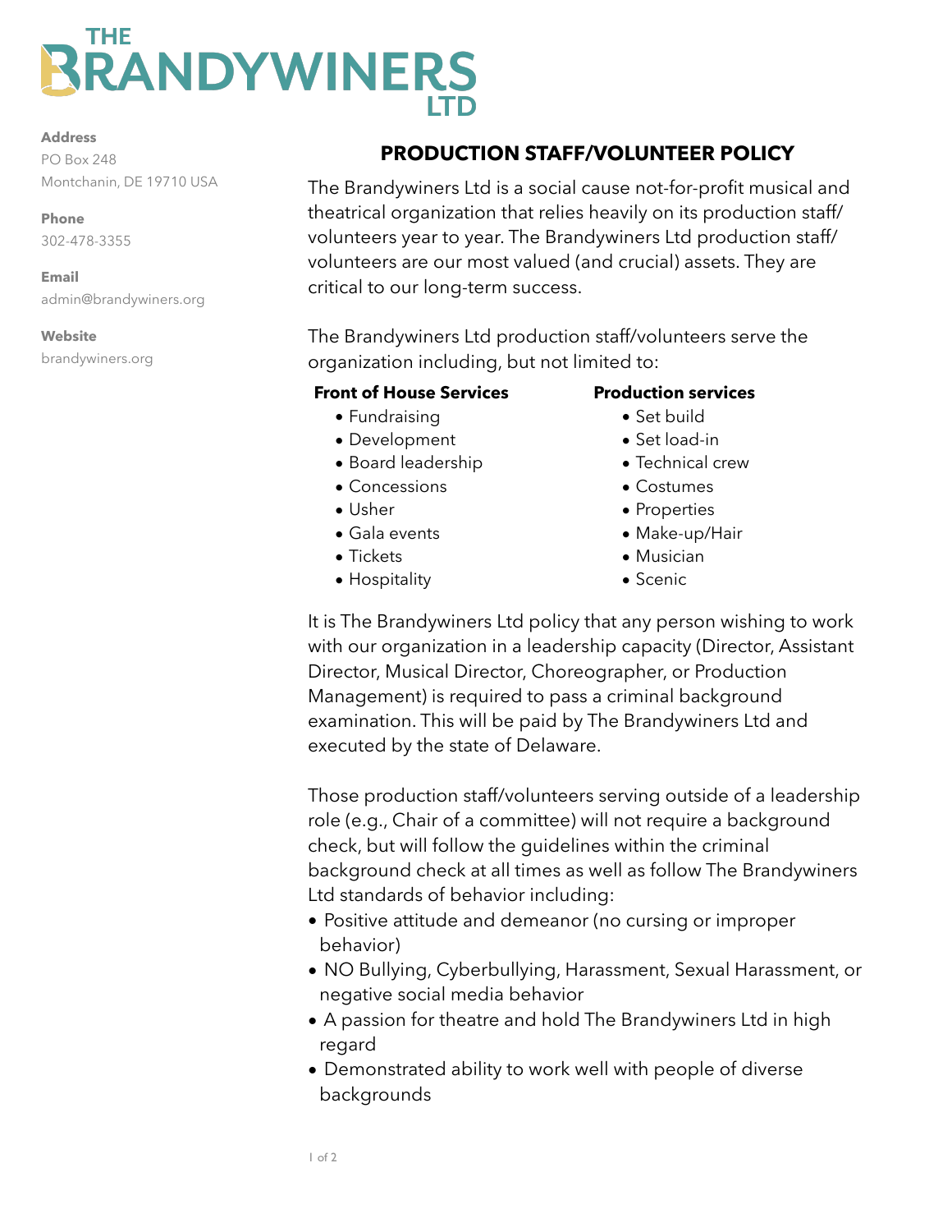# THE BRANDYWINERS LTD

**Address**
PO Box 248
Montchanin, DE 19710 USA

**Phone**
302-478-3355

**Email**
admin@brandywiners.org

**Website**
brandywiners.org

## PRODUCTION STAFF/VOLUNTEER POLICY

The Brandywiners Ltd is a social cause not-for-profit musical and theatrical organization that relies heavily on its production staff/volunteers year to year. The Brandywiners Ltd production staff/volunteers are our most valued (and crucial) assets. They are critical to our long-term success.

The Brandywiners Ltd production staff/volunteers serve the organization including, but not limited to:

**Front of House Services**

- Fundraising
- Development
- Board leadership
- Concessions
- Usher
- Gala events
- Tickets
- Hospitality

**Production services**

- Set build
- Set load-in
- Technical crew
- Costumes
- Properties
- Make-up/Hair
- Musician
- Scenic

It is The Brandywiners Ltd policy that any person wishing to work with our organization in a leadership capacity (Director, Assistant Director, Musical Director, Choreographer, or Production Management) is required to pass a criminal background examination. This will be paid by The Brandywiners Ltd and executed by the state of Delaware.

Those production staff/volunteers serving outside of a leadership role (e.g., Chair of a committee) will not require a background check, but will follow the guidelines within the criminal background check at all times as well as follow The Brandywiners Ltd standards of behavior including:

- Positive attitude and demeanor (no cursing or improper behavior)
- NO Bullying, Cyberbullying, Harassment, Sexual Harassment, or negative social media behavior
- A passion for theatre and hold The Brandywiners Ltd in high regard
- Demonstrated ability to work well with people of diverse backgrounds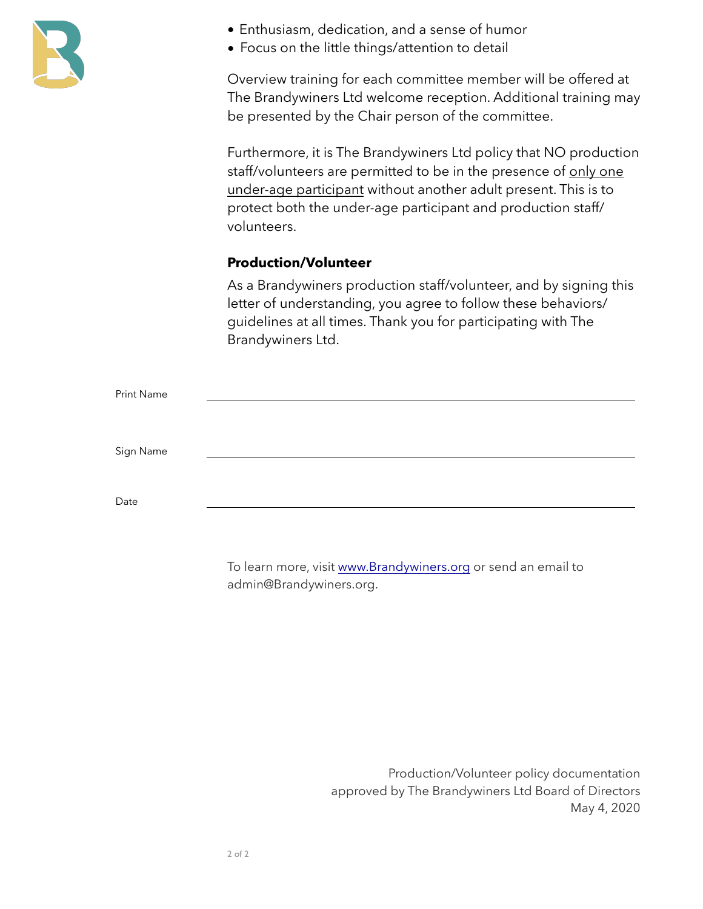- Enthusiasm, dedication, and a sense of humor
- Focus on the little things/attention to detail

Overview training for each committee member will be offered at The Brandywiners Ltd welcome reception. Additional training may be presented by the Chair person of the committee.

Furthermore, it is The Brandywiners Ltd policy that NO production staff/volunteers are permitted to be in the presence of only one under-age participant without another adult present. This is to protect both the under-age participant and production staff/volunteers.

**Production/Volunteer**

As a Brandywiners production staff/volunteer, and by signing this letter of understanding, you agree to follow these behaviors/guidelines at all times. Thank you for participating with The Brandywiners Ltd.

Print Name ______________________________

Sign Name ______________________________

Date ______________________________

To learn more, visit www.Brandywiners.org or send an email to admin@Brandywiners.org.

Production/Volunteer policy documentation
approved by The Brandywiners Ltd Board of Directors
May 4, 2020